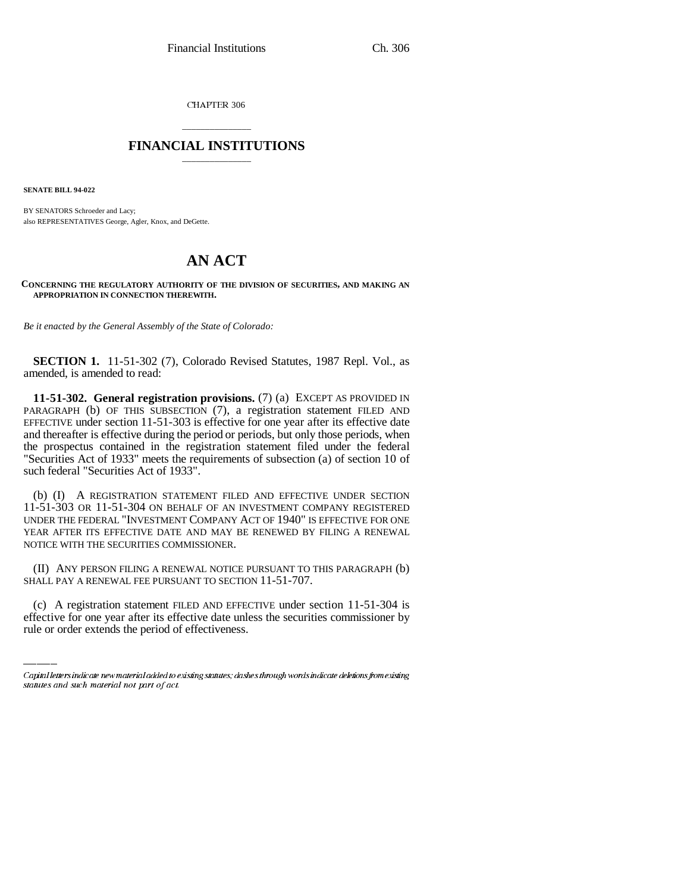CHAPTER 306

# FINANCIAL INSTITUTIONS

**SENATE BILL 94-022**

BY SENATORS Schroeder and Lacy;
also REPRESENTATIVES George, Agler, Knox, and DeGette.

# AN ACT

**CONCERNING THE REGULATORY AUTHORITY OF THE DIVISION OF SECURITIES, AND MAKING AN APPROPRIATION IN CONNECTION THEREWITH.**

*Be it enacted by the General Assembly of the State of Colorado:*

**SECTION 1.** 11-51-302 (7), Colorado Revised Statutes, 1987 Repl. Vol., as amended, is amended to read:

**11-51-302. General registration provisions.** (7) (a) EXCEPT AS PROVIDED IN PARAGRAPH (b) OF THIS SUBSECTION (7), a registration statement FILED AND EFFECTIVE under section 11-51-303 is effective for one year after its effective date and thereafter is effective during the period or periods, but only those periods, when the prospectus contained in the registration statement filed under the federal "Securities Act of 1933" meets the requirements of subsection (a) of section 10 of such federal "Securities Act of 1933".

(b) (I) A REGISTRATION STATEMENT FILED AND EFFECTIVE UNDER SECTION 11-51-303 OR 11-51-304 ON BEHALF OF AN INVESTMENT COMPANY REGISTERED UNDER THE FEDERAL "INVESTMENT COMPANY ACT OF 1940" IS EFFECTIVE FOR ONE YEAR AFTER ITS EFFECTIVE DATE AND MAY BE RENEWED BY FILING A RENEWAL NOTICE WITH THE SECURITIES COMMISSIONER.

(II) ANY PERSON FILING A RENEWAL NOTICE PURSUANT TO THIS PARAGRAPH (b) SHALL PAY A RENEWAL FEE PURSUANT TO SECTION 11-51-707.

(c) A registration statement FILED AND EFFECTIVE under section 11-51-304 is effective for one year after its effective date unless the securities commissioner by rule or order extends the period of effectiveness.

Capital letters indicate new material added to existing statutes; dashes through words indicate deletions from existing statutes and such material not part of act.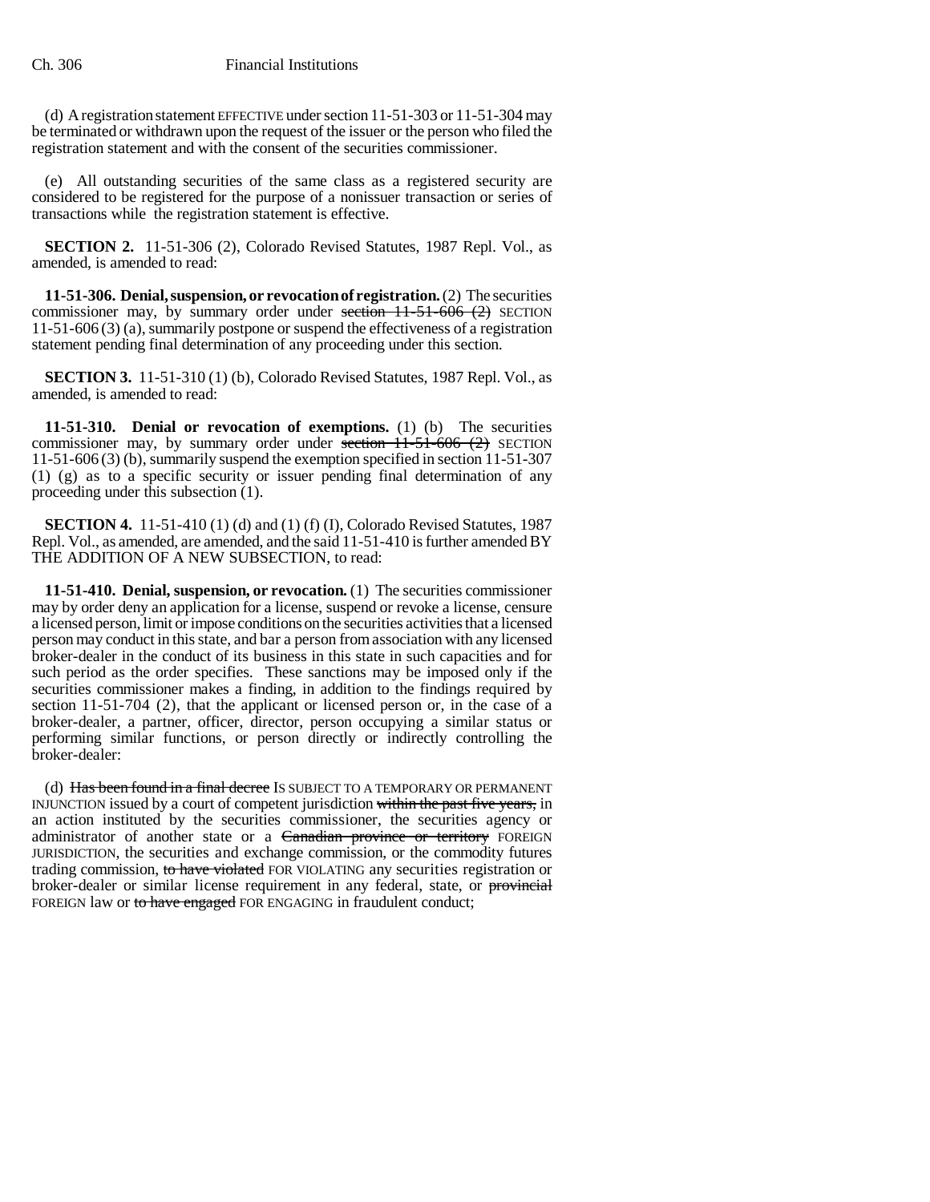(d) A registration statement EFFECTIVE under section 11-51-303 or 11-51-304 may be terminated or withdrawn upon the request of the issuer or the person who filed the registration statement and with the consent of the securities commissioner.

(e) All outstanding securities of the same class as a registered security are considered to be registered for the purpose of a nonissuer transaction or series of transactions while the registration statement is effective.

**SECTION 2.** 11-51-306 (2), Colorado Revised Statutes, 1987 Repl. Vol., as amended, is amended to read:

**11-51-306. Denial, suspension, or revocation of registration.** (2) The securities commissioner may, by summary order under ~~section 11-51-606 (2)~~ SECTION 11-51-606 (3) (a), summarily postpone or suspend the effectiveness of a registration statement pending final determination of any proceeding under this section.

**SECTION 3.** 11-51-310 (1) (b), Colorado Revised Statutes, 1987 Repl. Vol., as amended, is amended to read:

**11-51-310. Denial or revocation of exemptions.** (1) (b) The securities commissioner may, by summary order under ~~section 11-51-606 (2)~~ SECTION 11-51-606 (3) (b), summarily suspend the exemption specified in section 11-51-307 (1) (g) as to a specific security or issuer pending final determination of any proceeding under this subsection (1).

**SECTION 4.** 11-51-410 (1) (d) and (1) (f) (I), Colorado Revised Statutes, 1987 Repl. Vol., as amended, are amended, and the said 11-51-410 is further amended BY THE ADDITION OF A NEW SUBSECTION, to read:

**11-51-410. Denial, suspension, or revocation.** (1) The securities commissioner may by order deny an application for a license, suspend or revoke a license, censure a licensed person, limit or impose conditions on the securities activities that a licensed person may conduct in this state, and bar a person from association with any licensed broker-dealer in the conduct of its business in this state in such capacities and for such period as the order specifies. These sanctions may be imposed only if the securities commissioner makes a finding, in addition to the findings required by section 11-51-704 (2), that the applicant or licensed person or, in the case of a broker-dealer, a partner, officer, director, person occupying a similar status or performing similar functions, or person directly or indirectly controlling the broker-dealer:

(d) ~~Has been found in a final decree~~ IS SUBJECT TO A TEMPORARY OR PERMANENT INJUNCTION issued by a court of competent jurisdiction ~~within the past five years,~~ in an action instituted by the securities commissioner, the securities agency or administrator of another state or a ~~Canadian province or territory~~ FOREIGN JURISDICTION, the securities and exchange commission, or the commodity futures trading commission, ~~to have violated~~ FOR VIOLATING any securities registration or broker-dealer or similar license requirement in any federal, state, or ~~provincial~~ FOREIGN law or ~~to have engaged~~ FOR ENGAGING in fraudulent conduct;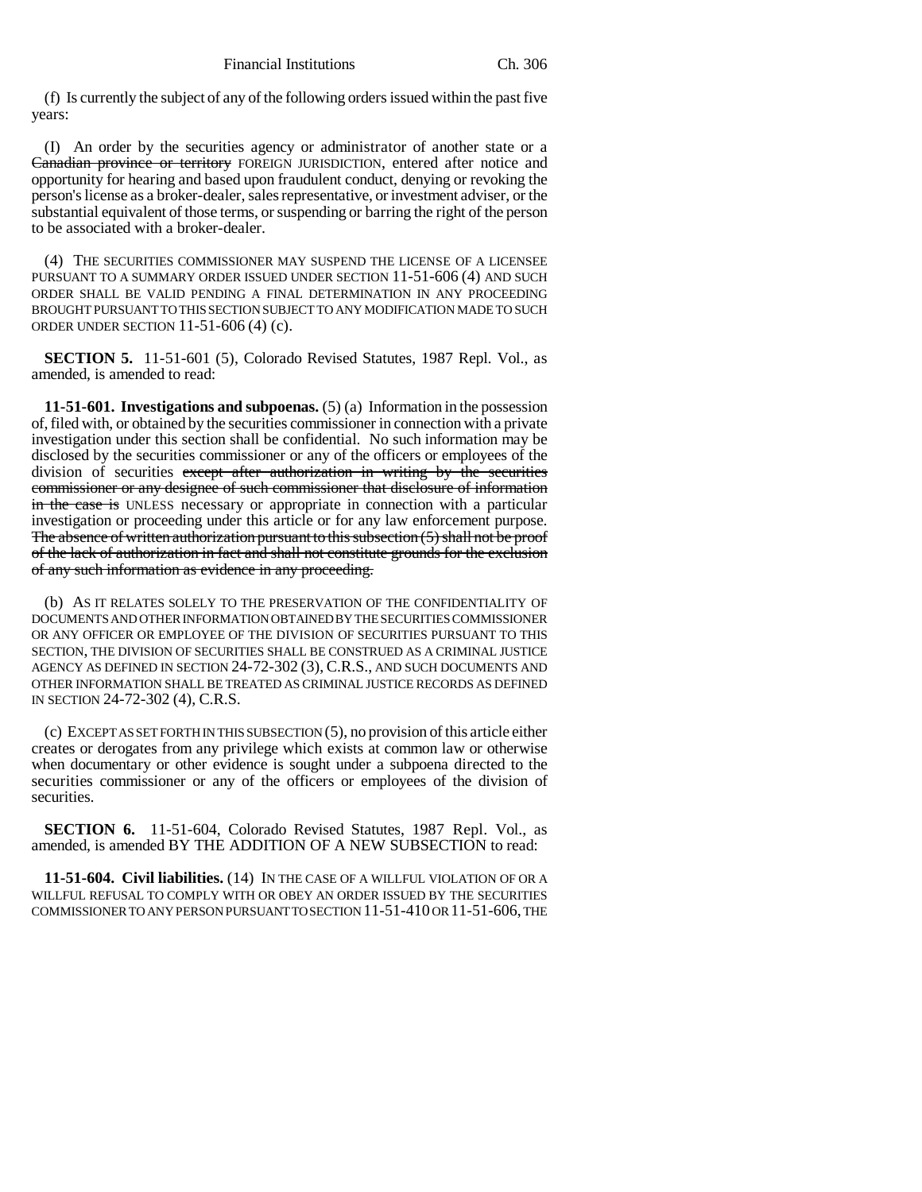(f) Is currently the subject of any of the following orders issued within the past five years:

(I) An order by the securities agency or administrator of another state or a ~~Canadian province or territory~~ FOREIGN JURISDICTION, entered after notice and opportunity for hearing and based upon fraudulent conduct, denying or revoking the person's license as a broker-dealer, sales representative, or investment adviser, or the substantial equivalent of those terms, or suspending or barring the right of the person to be associated with a broker-dealer.

(4) THE SECURITIES COMMISSIONER MAY SUSPEND THE LICENSE OF A LICENSEE PURSUANT TO A SUMMARY ORDER ISSUED UNDER SECTION 11-51-606 (4) AND SUCH ORDER SHALL BE VALID PENDING A FINAL DETERMINATION IN ANY PROCEEDING BROUGHT PURSUANT TO THIS SECTION SUBJECT TO ANY MODIFICATION MADE TO SUCH ORDER UNDER SECTION 11-51-606 (4) (c).

**SECTION 5.** 11-51-601 (5), Colorado Revised Statutes, 1987 Repl. Vol., as amended, is amended to read:

**11-51-601. Investigations and subpoenas.** (5) (a) Information in the possession of, filed with, or obtained by the securities commissioner in connection with a private investigation under this section shall be confidential. No such information may be disclosed by the securities commissioner or any of the officers or employees of the division of securities ~~except after authorization in writing by the securities commissioner or any designee of such commissioner that disclosure of information in the case is~~ UNLESS necessary or appropriate in connection with a particular investigation or proceeding under this article or for any law enforcement purpose. ~~The absence of written authorization pursuant to this subsection (5) shall not be proof of the lack of authorization in fact and shall not constitute grounds for the exclusion of any such information as evidence in any proceeding.~~

(b) AS IT RELATES SOLELY TO THE PRESERVATION OF THE CONFIDENTIALITY OF DOCUMENTS AND OTHER INFORMATION OBTAINED BY THE SECURITIES COMMISSIONER OR ANY OFFICER OR EMPLOYEE OF THE DIVISION OF SECURITIES PURSUANT TO THIS SECTION, THE DIVISION OF SECURITIES SHALL BE CONSTRUED AS A CRIMINAL JUSTICE AGENCY AS DEFINED IN SECTION 24-72-302 (3), C.R.S., AND SUCH DOCUMENTS AND OTHER INFORMATION SHALL BE TREATED AS CRIMINAL JUSTICE RECORDS AS DEFINED IN SECTION 24-72-302 (4), C.R.S.

(c) EXCEPT AS SET FORTH IN THIS SUBSECTION (5), no provision of this article either creates or derogates from any privilege which exists at common law or otherwise when documentary or other evidence is sought under a subpoena directed to the securities commissioner or any of the officers or employees of the division of securities.

**SECTION 6.** 11-51-604, Colorado Revised Statutes, 1987 Repl. Vol., as amended, is amended BY THE ADDITION OF A NEW SUBSECTION to read:

**11-51-604. Civil liabilities.** (14) IN THE CASE OF A WILLFUL VIOLATION OF OR A WILLFUL REFUSAL TO COMPLY WITH OR OBEY AN ORDER ISSUED BY THE SECURITIES COMMISSIONER TO ANY PERSON PURSUANT TO SECTION 11-51-410 OR 11-51-606, THE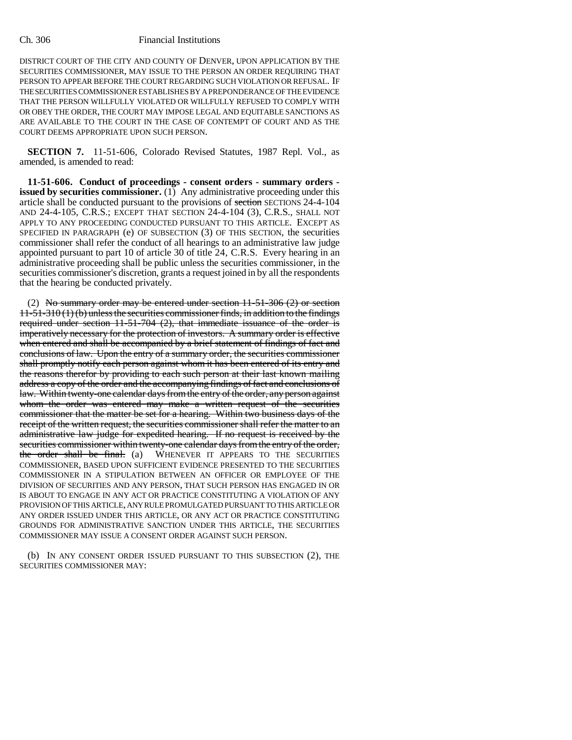DISTRICT COURT OF THE CITY AND COUNTY OF DENVER, UPON APPLICATION BY THE SECURITIES COMMISSIONER, MAY ISSUE TO THE PERSON AN ORDER REQUIRING THAT PERSON TO APPEAR BEFORE THE COURT REGARDING SUCH VIOLATION OR REFUSAL. IF THE SECURITIES COMMISSIONER ESTABLISHES BY A PREPONDERANCE OF THE EVIDENCE THAT THE PERSON WILLFULLY VIOLATED OR WILLFULLY REFUSED TO COMPLY WITH OR OBEY THE ORDER, THE COURT MAY IMPOSE LEGAL AND EQUITABLE SANCTIONS AS ARE AVAILABLE TO THE COURT IN THE CASE OF CONTEMPT OF COURT AND AS THE COURT DEEMS APPROPRIATE UPON SUCH PERSON.

**SECTION 7.** 11-51-606, Colorado Revised Statutes, 1987 Repl. Vol., as amended, is amended to read:

**11-51-606. Conduct of proceedings - consent orders - summary orders - issued by securities commissioner.** (1) Any administrative proceeding under this article shall be conducted pursuant to the provisions of ~~section~~ SECTIONS 24-4-104 AND 24-4-105, C.R.S.; EXCEPT THAT SECTION 24-4-104 (3), C.R.S., SHALL NOT APPLY TO ANY PROCEEDING CONDUCTED PURSUANT TO THIS ARTICLE. EXCEPT AS SPECIFIED IN PARAGRAPH (e) OF SUBSECTION (3) OF THIS SECTION, the securities commissioner shall refer the conduct of all hearings to an administrative law judge appointed pursuant to part 10 of article 30 of title 24, C.R.S. Every hearing in an administrative proceeding shall be public unless the securities commissioner, in the securities commissioner's discretion, grants a request joined in by all the respondents that the hearing be conducted privately.

(2) ~~No summary order may be entered under section 11-51-306 (2) or section 11-51-310 (1) (b) unless the securities commissioner finds, in addition to the findings required under section 11-51-704 (2), that immediate issuance of the order is imperatively necessary for the protection of investors. A summary order is effective when entered and shall be accompanied by a brief statement of findings of fact and conclusions of law. Upon the entry of a summary order, the securities commissioner shall promptly notify each person against whom it has been entered of its entry and the reasons therefor by providing to each such person at their last known mailing address a copy of the order and the accompanying findings of fact and conclusions of law. Within twenty-one calendar days from the entry of the order, any person against whom the order was entered may make a written request of the securities commissioner that the matter be set for a hearing. Within two business days of the receipt of the written request, the securities commissioner shall refer the matter to an administrative law judge for expedited hearing. If no request is received by the securities commissioner within twenty-one calendar days from the entry of the order, the order shall be final.~~ (a) WHENEVER IT APPEARS TO THE SECURITIES COMMISSIONER, BASED UPON SUFFICIENT EVIDENCE PRESENTED TO THE SECURITIES COMMISSIONER IN A STIPULATION BETWEEN AN OFFICER OR EMPLOYEE OF THE DIVISION OF SECURITIES AND ANY PERSON, THAT SUCH PERSON HAS ENGAGED IN OR IS ABOUT TO ENGAGE IN ANY ACT OR PRACTICE CONSTITUTING A VIOLATION OF ANY PROVISION OF THIS ARTICLE, ANY RULE PROMULGATED PURSUANT TO THIS ARTICLE OR ANY ORDER ISSUED UNDER THIS ARTICLE, OR ANY ACT OR PRACTICE CONSTITUTING GROUNDS FOR ADMINISTRATIVE SANCTION UNDER THIS ARTICLE, THE SECURITIES COMMISSIONER MAY ISSUE A CONSENT ORDER AGAINST SUCH PERSON.

(b) IN ANY CONSENT ORDER ISSUED PURSUANT TO THIS SUBSECTION (2), THE SECURITIES COMMISSIONER MAY: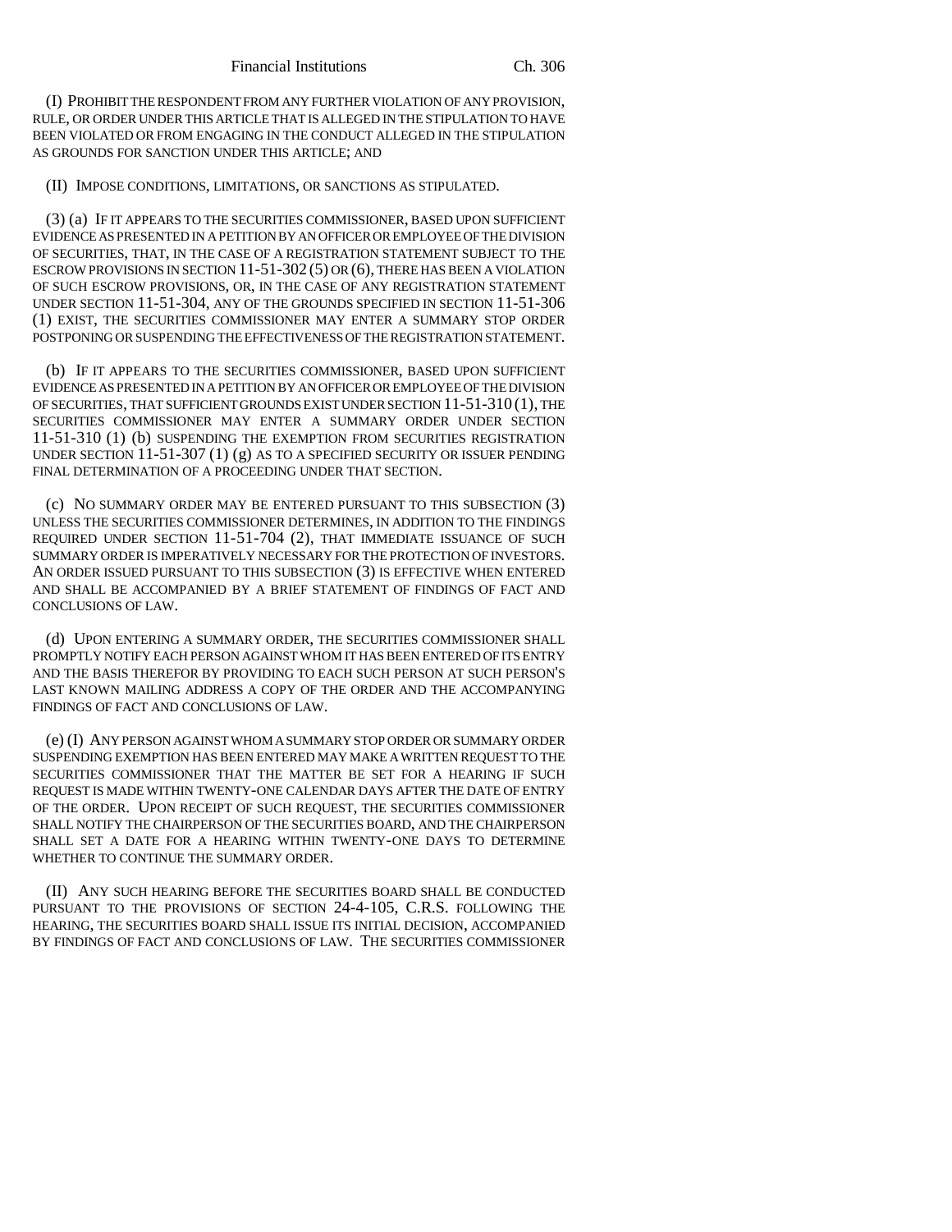(I) PROHIBIT THE RESPONDENT FROM ANY FURTHER VIOLATION OF ANY PROVISION, RULE, OR ORDER UNDER THIS ARTICLE THAT IS ALLEGED IN THE STIPULATION TO HAVE BEEN VIOLATED OR FROM ENGAGING IN THE CONDUCT ALLEGED IN THE STIPULATION AS GROUNDS FOR SANCTION UNDER THIS ARTICLE; AND

(II) IMPOSE CONDITIONS, LIMITATIONS, OR SANCTIONS AS STIPULATED.

(3) (a) IF IT APPEARS TO THE SECURITIES COMMISSIONER, BASED UPON SUFFICIENT EVIDENCE AS PRESENTED IN A PETITION BY AN OFFICER OR EMPLOYEE OF THE DIVISION OF SECURITIES, THAT, IN THE CASE OF A REGISTRATION STATEMENT SUBJECT TO THE ESCROW PROVISIONS IN SECTION 11-51-302 (5) OR (6), THERE HAS BEEN A VIOLATION OF SUCH ESCROW PROVISIONS, OR, IN THE CASE OF ANY REGISTRATION STATEMENT UNDER SECTION 11-51-304, ANY OF THE GROUNDS SPECIFIED IN SECTION 11-51-306 (1) EXIST, THE SECURITIES COMMISSIONER MAY ENTER A SUMMARY STOP ORDER POSTPONING OR SUSPENDING THE EFFECTIVENESS OF THE REGISTRATION STATEMENT.

(b) IF IT APPEARS TO THE SECURITIES COMMISSIONER, BASED UPON SUFFICIENT EVIDENCE AS PRESENTED IN A PETITION BY AN OFFICER OR EMPLOYEE OF THE DIVISION OF SECURITIES, THAT SUFFICIENT GROUNDS EXIST UNDER SECTION 11-51-310 (1), THE SECURITIES COMMISSIONER MAY ENTER A SUMMARY ORDER UNDER SECTION 11-51-310 (1) (b) SUSPENDING THE EXEMPTION FROM SECURITIES REGISTRATION UNDER SECTION 11-51-307 (1) (g) AS TO A SPECIFIED SECURITY OR ISSUER PENDING FINAL DETERMINATION OF A PROCEEDING UNDER THAT SECTION.

(c) NO SUMMARY ORDER MAY BE ENTERED PURSUANT TO THIS SUBSECTION (3) UNLESS THE SECURITIES COMMISSIONER DETERMINES, IN ADDITION TO THE FINDINGS REQUIRED UNDER SECTION 11-51-704 (2), THAT IMMEDIATE ISSUANCE OF SUCH SUMMARY ORDER IS IMPERATIVELY NECESSARY FOR THE PROTECTION OF INVESTORS. AN ORDER ISSUED PURSUANT TO THIS SUBSECTION (3) IS EFFECTIVE WHEN ENTERED AND SHALL BE ACCOMPANIED BY A BRIEF STATEMENT OF FINDINGS OF FACT AND CONCLUSIONS OF LAW.

(d) UPON ENTERING A SUMMARY ORDER, THE SECURITIES COMMISSIONER SHALL PROMPTLY NOTIFY EACH PERSON AGAINST WHOM IT HAS BEEN ENTERED OF ITS ENTRY AND THE BASIS THEREFOR BY PROVIDING TO EACH SUCH PERSON AT SUCH PERSON'S LAST KNOWN MAILING ADDRESS A COPY OF THE ORDER AND THE ACCOMPANYING FINDINGS OF FACT AND CONCLUSIONS OF LAW.

(e) (I) ANY PERSON AGAINST WHOM A SUMMARY STOP ORDER OR SUMMARY ORDER SUSPENDING EXEMPTION HAS BEEN ENTERED MAY MAKE A WRITTEN REQUEST TO THE SECURITIES COMMISSIONER THAT THE MATTER BE SET FOR A HEARING IF SUCH REQUEST IS MADE WITHIN TWENTY-ONE CALENDAR DAYS AFTER THE DATE OF ENTRY OF THE ORDER. UPON RECEIPT OF SUCH REQUEST, THE SECURITIES COMMISSIONER SHALL NOTIFY THE CHAIRPERSON OF THE SECURITIES BOARD, AND THE CHAIRPERSON SHALL SET A DATE FOR A HEARING WITHIN TWENTY-ONE DAYS TO DETERMINE WHETHER TO CONTINUE THE SUMMARY ORDER.

(II) ANY SUCH HEARING BEFORE THE SECURITIES BOARD SHALL BE CONDUCTED PURSUANT TO THE PROVISIONS OF SECTION 24-4-105, C.R.S. FOLLOWING THE HEARING, THE SECURITIES BOARD SHALL ISSUE ITS INITIAL DECISION, ACCOMPANIED BY FINDINGS OF FACT AND CONCLUSIONS OF LAW. THE SECURITIES COMMISSIONER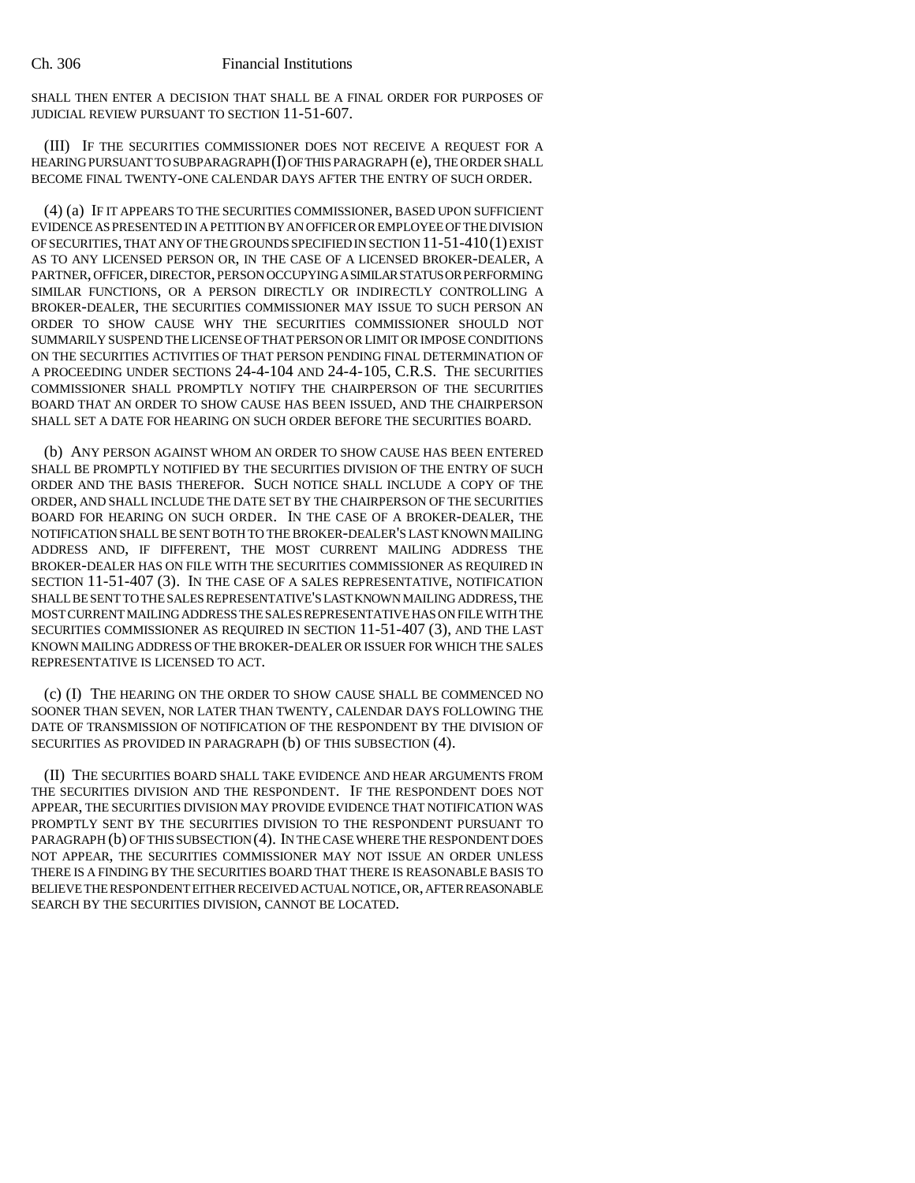SHALL THEN ENTER A DECISION THAT SHALL BE A FINAL ORDER FOR PURPOSES OF JUDICIAL REVIEW PURSUANT TO SECTION 11-51-607.

(III) IF THE SECURITIES COMMISSIONER DOES NOT RECEIVE A REQUEST FOR A HEARING PURSUANT TO SUBPARAGRAPH (I) OF THIS PARAGRAPH (e), THE ORDER SHALL BECOME FINAL TWENTY-ONE CALENDAR DAYS AFTER THE ENTRY OF SUCH ORDER.

(4) (a) IF IT APPEARS TO THE SECURITIES COMMISSIONER, BASED UPON SUFFICIENT EVIDENCE AS PRESENTED IN A PETITION BY AN OFFICER OR EMPLOYEE OF THE DIVISION OF SECURITIES, THAT ANY OF THE GROUNDS SPECIFIED IN SECTION 11-51-410 (1) EXIST AS TO ANY LICENSED PERSON OR, IN THE CASE OF A LICENSED BROKER-DEALER, A PARTNER, OFFICER, DIRECTOR, PERSON OCCUPYING A SIMILAR STATUS OR PERFORMING SIMILAR FUNCTIONS, OR A PERSON DIRECTLY OR INDIRECTLY CONTROLLING A BROKER-DEALER, THE SECURITIES COMMISSIONER MAY ISSUE TO SUCH PERSON AN ORDER TO SHOW CAUSE WHY THE SECURITIES COMMISSIONER SHOULD NOT SUMMARILY SUSPEND THE LICENSE OF THAT PERSON OR LIMIT OR IMPOSE CONDITIONS ON THE SECURITIES ACTIVITIES OF THAT PERSON PENDING FINAL DETERMINATION OF A PROCEEDING UNDER SECTIONS 24-4-104 AND 24-4-105, C.R.S. THE SECURITIES COMMISSIONER SHALL PROMPTLY NOTIFY THE CHAIRPERSON OF THE SECURITIES BOARD THAT AN ORDER TO SHOW CAUSE HAS BEEN ISSUED, AND THE CHAIRPERSON SHALL SET A DATE FOR HEARING ON SUCH ORDER BEFORE THE SECURITIES BOARD.

(b) ANY PERSON AGAINST WHOM AN ORDER TO SHOW CAUSE HAS BEEN ENTERED SHALL BE PROMPTLY NOTIFIED BY THE SECURITIES DIVISION OF THE ENTRY OF SUCH ORDER AND THE BASIS THEREFOR. SUCH NOTICE SHALL INCLUDE A COPY OF THE ORDER, AND SHALL INCLUDE THE DATE SET BY THE CHAIRPERSON OF THE SECURITIES BOARD FOR HEARING ON SUCH ORDER. IN THE CASE OF A BROKER-DEALER, THE NOTIFICATION SHALL BE SENT BOTH TO THE BROKER-DEALER'S LAST KNOWN MAILING ADDRESS AND, IF DIFFERENT, THE MOST CURRENT MAILING ADDRESS THE BROKER-DEALER HAS ON FILE WITH THE SECURITIES COMMISSIONER AS REQUIRED IN SECTION 11-51-407 (3). IN THE CASE OF A SALES REPRESENTATIVE, NOTIFICATION SHALL BE SENT TO THE SALES REPRESENTATIVE'S LAST KNOWN MAILING ADDRESS, THE MOST CURRENT MAILING ADDRESS THE SALES REPRESENTATIVE HAS ON FILE WITH THE SECURITIES COMMISSIONER AS REQUIRED IN SECTION 11-51-407 (3), AND THE LAST KNOWN MAILING ADDRESS OF THE BROKER-DEALER OR ISSUER FOR WHICH THE SALES REPRESENTATIVE IS LICENSED TO ACT.

(c) (I) THE HEARING ON THE ORDER TO SHOW CAUSE SHALL BE COMMENCED NO SOONER THAN SEVEN, NOR LATER THAN TWENTY, CALENDAR DAYS FOLLOWING THE DATE OF TRANSMISSION OF NOTIFICATION OF THE RESPONDENT BY THE DIVISION OF SECURITIES AS PROVIDED IN PARAGRAPH (b) OF THIS SUBSECTION (4).

(II) THE SECURITIES BOARD SHALL TAKE EVIDENCE AND HEAR ARGUMENTS FROM THE SECURITIES DIVISION AND THE RESPONDENT. IF THE RESPONDENT DOES NOT APPEAR, THE SECURITIES DIVISION MAY PROVIDE EVIDENCE THAT NOTIFICATION WAS PROMPTLY SENT BY THE SECURITIES DIVISION TO THE RESPONDENT PURSUANT TO PARAGRAPH (b) OF THIS SUBSECTION (4). IN THE CASE WHERE THE RESPONDENT DOES NOT APPEAR, THE SECURITIES COMMISSIONER MAY NOT ISSUE AN ORDER UNLESS THERE IS A FINDING BY THE SECURITIES BOARD THAT THERE IS REASONABLE BASIS TO BELIEVE THE RESPONDENT EITHER RECEIVED ACTUAL NOTICE, OR, AFTER REASONABLE SEARCH BY THE SECURITIES DIVISION, CANNOT BE LOCATED.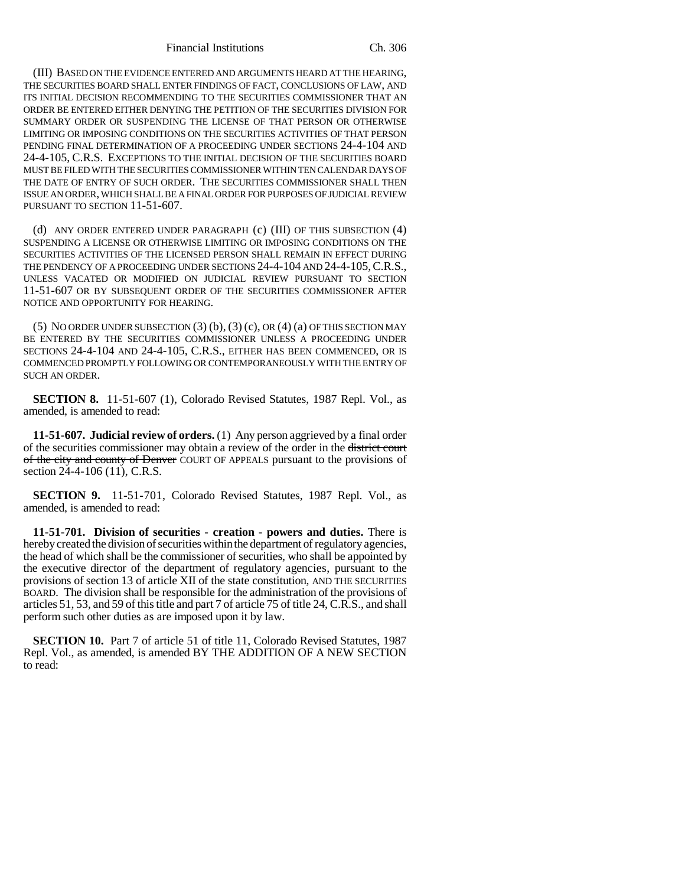(III) BASED ON THE EVIDENCE ENTERED AND ARGUMENTS HEARD AT THE HEARING, THE SECURITIES BOARD SHALL ENTER FINDINGS OF FACT, CONCLUSIONS OF LAW, AND ITS INITIAL DECISION RECOMMENDING TO THE SECURITIES COMMISSIONER THAT AN ORDER BE ENTERED EITHER DENYING THE PETITION OF THE SECURITIES DIVISION FOR SUMMARY ORDER OR SUSPENDING THE LICENSE OF THAT PERSON OR OTHERWISE LIMITING OR IMPOSING CONDITIONS ON THE SECURITIES ACTIVITIES OF THAT PERSON PENDING FINAL DETERMINATION OF A PROCEEDING UNDER SECTIONS 24-4-104 AND 24-4-105, C.R.S. EXCEPTIONS TO THE INITIAL DECISION OF THE SECURITIES BOARD MUST BE FILED WITH THE SECURITIES COMMISSIONER WITHIN TEN CALENDAR DAYS OF THE DATE OF ENTRY OF SUCH ORDER. THE SECURITIES COMMISSIONER SHALL THEN ISSUE AN ORDER, WHICH SHALL BE A FINAL ORDER FOR PURPOSES OF JUDICIAL REVIEW PURSUANT TO SECTION 11-51-607.

(d) ANY ORDER ENTERED UNDER PARAGRAPH (c) (III) OF THIS SUBSECTION (4) SUSPENDING A LICENSE OR OTHERWISE LIMITING OR IMPOSING CONDITIONS ON THE SECURITIES ACTIVITIES OF THE LICENSED PERSON SHALL REMAIN IN EFFECT DURING THE PENDENCY OF A PROCEEDING UNDER SECTIONS 24-4-104 AND 24-4-105, C.R.S., UNLESS VACATED OR MODIFIED ON JUDICIAL REVIEW PURSUANT TO SECTION 11-51-607 OR BY SUBSEQUENT ORDER OF THE SECURITIES COMMISSIONER AFTER NOTICE AND OPPORTUNITY FOR HEARING.

(5) NO ORDER UNDER SUBSECTION (3) (b), (3) (c), OR (4) (a) OF THIS SECTION MAY BE ENTERED BY THE SECURITIES COMMISSIONER UNLESS A PROCEEDING UNDER SECTIONS 24-4-104 AND 24-4-105, C.R.S., EITHER HAS BEEN COMMENCED, OR IS COMMENCED PROMPTLY FOLLOWING OR CONTEMPORANEOUSLY WITH THE ENTRY OF SUCH AN ORDER.

**SECTION 8.** 11-51-607 (1), Colorado Revised Statutes, 1987 Repl. Vol., as amended, is amended to read:

**11-51-607. Judicial review of orders.** (1) Any person aggrieved by a final order of the securities commissioner may obtain a review of the order in the ~~district court of the city and county of Denver~~ COURT OF APPEALS pursuant to the provisions of section 24-4-106 (11), C.R.S.

**SECTION 9.** 11-51-701, Colorado Revised Statutes, 1987 Repl. Vol., as amended, is amended to read:

**11-51-701. Division of securities - creation - powers and duties.** There is hereby created the division of securities within the department of regulatory agencies, the head of which shall be the commissioner of securities, who shall be appointed by the executive director of the department of regulatory agencies, pursuant to the provisions of section 13 of article XII of the state constitution, AND THE SECURITIES BOARD. The division shall be responsible for the administration of the provisions of articles 51, 53, and 59 of this title and part 7 of article 75 of title 24, C.R.S., and shall perform such other duties as are imposed upon it by law.

**SECTION 10.** Part 7 of article 51 of title 11, Colorado Revised Statutes, 1987 Repl. Vol., as amended, is amended BY THE ADDITION OF A NEW SECTION to read: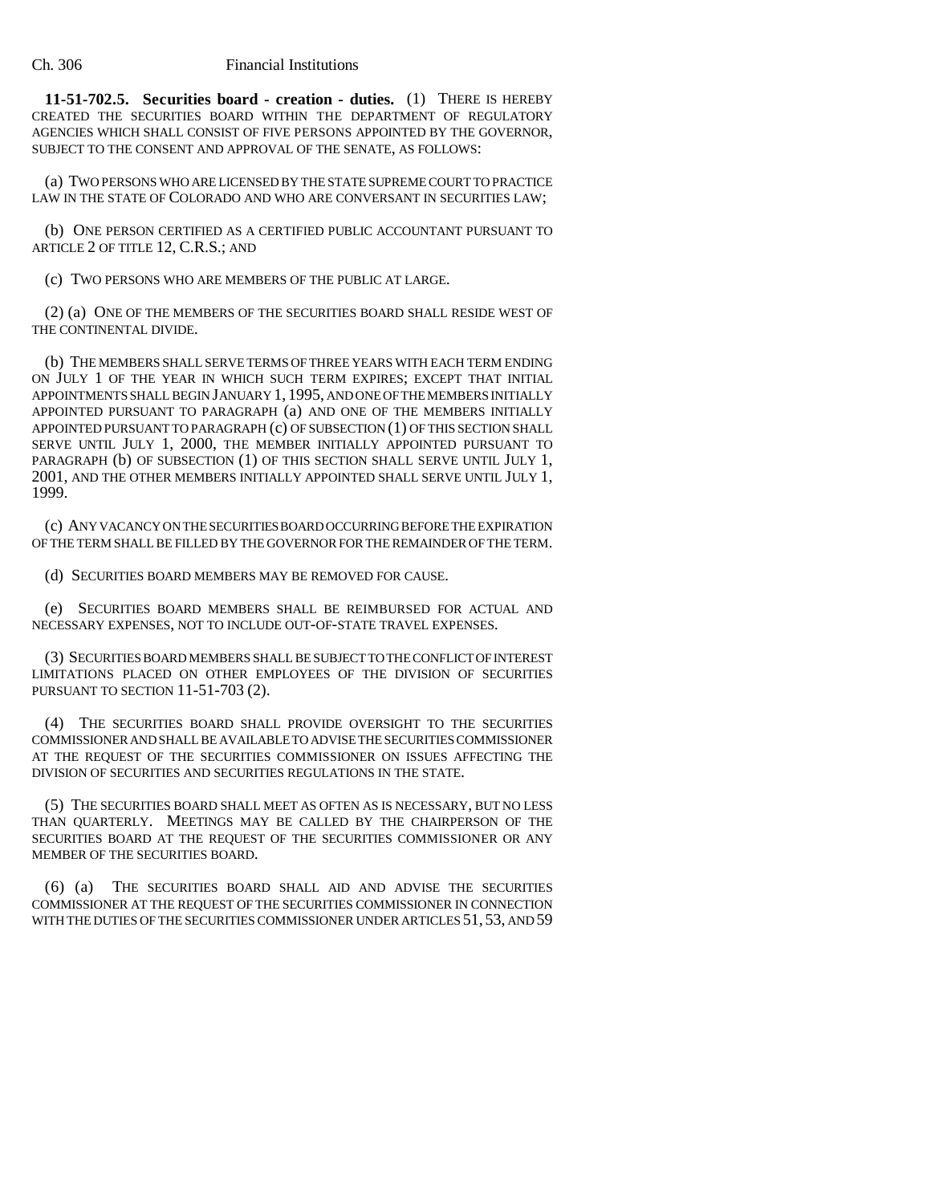**11-51-702.5. Securities board - creation - duties.** (1) THERE IS HEREBY CREATED THE SECURITIES BOARD WITHIN THE DEPARTMENT OF REGULATORY AGENCIES WHICH SHALL CONSIST OF FIVE PERSONS APPOINTED BY THE GOVERNOR, SUBJECT TO THE CONSENT AND APPROVAL OF THE SENATE, AS FOLLOWS:

(a) TWO PERSONS WHO ARE LICENSED BY THE STATE SUPREME COURT TO PRACTICE LAW IN THE STATE OF COLORADO AND WHO ARE CONVERSANT IN SECURITIES LAW;

(b) ONE PERSON CERTIFIED AS A CERTIFIED PUBLIC ACCOUNTANT PURSUANT TO ARTICLE 2 OF TITLE 12, C.R.S.; AND

(c) TWO PERSONS WHO ARE MEMBERS OF THE PUBLIC AT LARGE.

(2) (a) ONE OF THE MEMBERS OF THE SECURITIES BOARD SHALL RESIDE WEST OF THE CONTINENTAL DIVIDE.

(b) THE MEMBERS SHALL SERVE TERMS OF THREE YEARS WITH EACH TERM ENDING ON JULY 1 OF THE YEAR IN WHICH SUCH TERM EXPIRES; EXCEPT THAT INITIAL APPOINTMENTS SHALL BEGIN JANUARY 1, 1995, AND ONE OF THE MEMBERS INITIALLY APPOINTED PURSUANT TO PARAGRAPH (a) AND ONE OF THE MEMBERS INITIALLY APPOINTED PURSUANT TO PARAGRAPH (c) OF SUBSECTION (1) OF THIS SECTION SHALL SERVE UNTIL JULY 1, 2000, THE MEMBER INITIALLY APPOINTED PURSUANT TO PARAGRAPH (b) OF SUBSECTION (1) OF THIS SECTION SHALL SERVE UNTIL JULY 1, 2001, AND THE OTHER MEMBERS INITIALLY APPOINTED SHALL SERVE UNTIL JULY 1, 1999.

(c) ANY VACANCY ON THE SECURITIES BOARD OCCURRING BEFORE THE EXPIRATION OF THE TERM SHALL BE FILLED BY THE GOVERNOR FOR THE REMAINDER OF THE TERM.

(d) SECURITIES BOARD MEMBERS MAY BE REMOVED FOR CAUSE.

(e) SECURITIES BOARD MEMBERS SHALL BE REIMBURSED FOR ACTUAL AND NECESSARY EXPENSES, NOT TO INCLUDE OUT-OF-STATE TRAVEL EXPENSES.

(3) SECURITIES BOARD MEMBERS SHALL BE SUBJECT TO THE CONFLICT OF INTEREST LIMITATIONS PLACED ON OTHER EMPLOYEES OF THE DIVISION OF SECURITIES PURSUANT TO SECTION 11-51-703 (2).

(4) THE SECURITIES BOARD SHALL PROVIDE OVERSIGHT TO THE SECURITIES COMMISSIONER AND SHALL BE AVAILABLE TO ADVISE THE SECURITIES COMMISSIONER AT THE REQUEST OF THE SECURITIES COMMISSIONER ON ISSUES AFFECTING THE DIVISION OF SECURITIES AND SECURITIES REGULATIONS IN THE STATE.

(5) THE SECURITIES BOARD SHALL MEET AS OFTEN AS IS NECESSARY, BUT NO LESS THAN QUARTERLY. MEETINGS MAY BE CALLED BY THE CHAIRPERSON OF THE SECURITIES BOARD AT THE REQUEST OF THE SECURITIES COMMISSIONER OR ANY MEMBER OF THE SECURITIES BOARD.

(6) (a) THE SECURITIES BOARD SHALL AID AND ADVISE THE SECURITIES COMMISSIONER AT THE REQUEST OF THE SECURITIES COMMISSIONER IN CONNECTION WITH THE DUTIES OF THE SECURITIES COMMISSIONER UNDER ARTICLES 51, 53, AND 59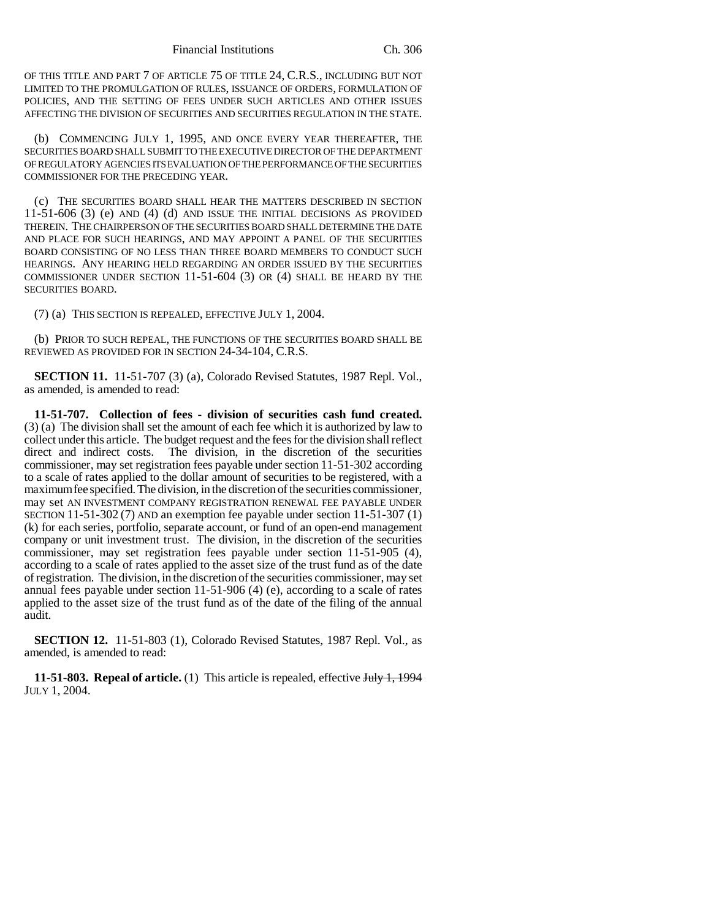OF THIS TITLE AND PART 7 OF ARTICLE 75 OF TITLE 24, C.R.S., INCLUDING BUT NOT LIMITED TO THE PROMULGATION OF RULES, ISSUANCE OF ORDERS, FORMULATION OF POLICIES, AND THE SETTING OF FEES UNDER SUCH ARTICLES AND OTHER ISSUES AFFECTING THE DIVISION OF SECURITIES AND SECURITIES REGULATION IN THE STATE.

(b) COMMENCING JULY 1, 1995, AND ONCE EVERY YEAR THEREAFTER, THE SECURITIES BOARD SHALL SUBMIT TO THE EXECUTIVE DIRECTOR OF THE DEPARTMENT OF REGULATORY AGENCIES ITS EVALUATION OF THE PERFORMANCE OF THE SECURITIES COMMISSIONER FOR THE PRECEDING YEAR.

(c) THE SECURITIES BOARD SHALL HEAR THE MATTERS DESCRIBED IN SECTION 11-51-606 (3) (e) AND (4) (d) AND ISSUE THE INITIAL DECISIONS AS PROVIDED THEREIN. THE CHAIRPERSON OF THE SECURITIES BOARD SHALL DETERMINE THE DATE AND PLACE FOR SUCH HEARINGS, AND MAY APPOINT A PANEL OF THE SECURITIES BOARD CONSISTING OF NO LESS THAN THREE BOARD MEMBERS TO CONDUCT SUCH HEARINGS. ANY HEARING HELD REGARDING AN ORDER ISSUED BY THE SECURITIES COMMISSIONER UNDER SECTION 11-51-604 (3) OR (4) SHALL BE HEARD BY THE SECURITIES BOARD.

(7) (a) THIS SECTION IS REPEALED, EFFECTIVE JULY 1, 2004.

(b) PRIOR TO SUCH REPEAL, THE FUNCTIONS OF THE SECURITIES BOARD SHALL BE REVIEWED AS PROVIDED FOR IN SECTION 24-34-104, C.R.S.

**SECTION 11.** 11-51-707 (3) (a), Colorado Revised Statutes, 1987 Repl. Vol., as amended, is amended to read:

**11-51-707. Collection of fees - division of securities cash fund created.** (3) (a) The division shall set the amount of each fee which it is authorized by law to collect under this article. The budget request and the fees for the division shall reflect direct and indirect costs. The division, in the discretion of the securities commissioner, may set registration fees payable under section 11-51-302 according to a scale of rates applied to the dollar amount of securities to be registered, with a maximum fee specified. The division, in the discretion of the securities commissioner, may set AN INVESTMENT COMPANY REGISTRATION RENEWAL FEE PAYABLE UNDER SECTION 11-51-302 (7) AND an exemption fee payable under section 11-51-307 (1) (k) for each series, portfolio, separate account, or fund of an open-end management company or unit investment trust. The division, in the discretion of the securities commissioner, may set registration fees payable under section 11-51-905 (4), according to a scale of rates applied to the asset size of the trust fund as of the date of registration. The division, in the discretion of the securities commissioner, may set annual fees payable under section 11-51-906 (4) (e), according to a scale of rates applied to the asset size of the trust fund as of the date of the filing of the annual audit.

**SECTION 12.** 11-51-803 (1), Colorado Revised Statutes, 1987 Repl. Vol., as amended, is amended to read:

**11-51-803. Repeal of article.** (1) This article is repealed, effective ~~July 1, 1994~~ JULY 1, 2004.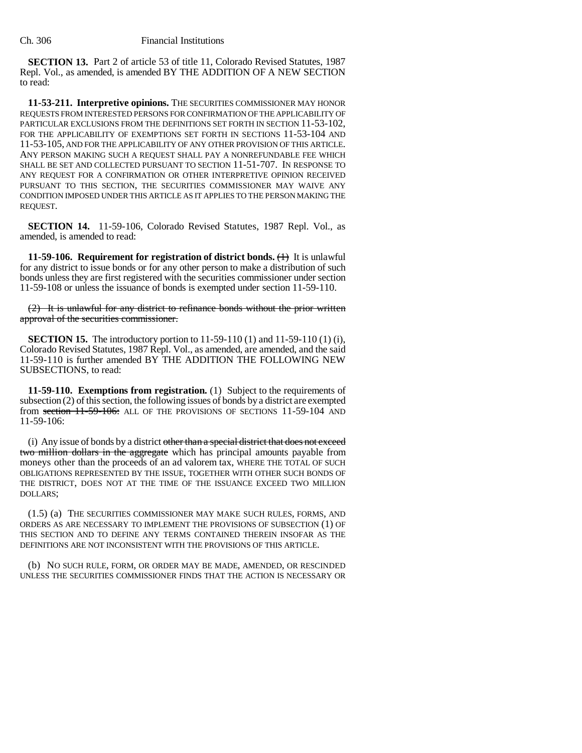**SECTION 13.** Part 2 of article 53 of title 11, Colorado Revised Statutes, 1987 Repl. Vol., as amended, is amended BY THE ADDITION OF A NEW SECTION to read:

**11-53-211. Interpretive opinions.** THE SECURITIES COMMISSIONER MAY HONOR REQUESTS FROM INTERESTED PERSONS FOR CONFIRMATION OF THE APPLICABILITY OF PARTICULAR EXCLUSIONS FROM THE DEFINITIONS SET FORTH IN SECTION 11-53-102, FOR THE APPLICABILITY OF EXEMPTIONS SET FORTH IN SECTIONS 11-53-104 AND 11-53-105, AND FOR THE APPLICABILITY OF ANY OTHER PROVISION OF THIS ARTICLE. ANY PERSON MAKING SUCH A REQUEST SHALL PAY A NONREFUNDABLE FEE WHICH SHALL BE SET AND COLLECTED PURSUANT TO SECTION 11-51-707. IN RESPONSE TO ANY REQUEST FOR A CONFIRMATION OR OTHER INTERPRETIVE OPINION RECEIVED PURSUANT TO THIS SECTION, THE SECURITIES COMMISSIONER MAY WAIVE ANY CONDITION IMPOSED UNDER THIS ARTICLE AS IT APPLIES TO THE PERSON MAKING THE REQUEST.

**SECTION 14.** 11-59-106, Colorado Revised Statutes, 1987 Repl. Vol., as amended, is amended to read:

**11-59-106. Requirement for registration of district bonds.** ~~(1)~~ It is unlawful for any district to issue bonds or for any other person to make a distribution of such bonds unless they are first registered with the securities commissioner under section 11-59-108 or unless the issuance of bonds is exempted under section 11-59-110.

~~(2) It is unlawful for any district to refinance bonds without the prior written approval of the securities commissioner.~~

**SECTION 15.** The introductory portion to 11-59-110 (1) and 11-59-110 (1) (i), Colorado Revised Statutes, 1987 Repl. Vol., as amended, are amended, and the said 11-59-110 is further amended BY THE ADDITION THE FOLLOWING NEW SUBSECTIONS, to read:

**11-59-110. Exemptions from registration.** (1) Subject to the requirements of subsection (2) of this section, the following issues of bonds by a district are exempted from ~~section 11-59-106:~~ ALL OF THE PROVISIONS OF SECTIONS 11-59-104 AND 11-59-106:

(i) Any issue of bonds by a district ~~other than a special district that does not exceed two million dollars in the aggregate~~ which has principal amounts payable from moneys other than the proceeds of an ad valorem tax, WHERE THE TOTAL OF SUCH OBLIGATIONS REPRESENTED BY THE ISSUE, TOGETHER WITH OTHER SUCH BONDS OF THE DISTRICT, DOES NOT AT THE TIME OF THE ISSUANCE EXCEED TWO MILLION DOLLARS;

(1.5) (a) THE SECURITIES COMMISSIONER MAY MAKE SUCH RULES, FORMS, AND ORDERS AS ARE NECESSARY TO IMPLEMENT THE PROVISIONS OF SUBSECTION (1) OF THIS SECTION AND TO DEFINE ANY TERMS CONTAINED THEREIN INSOFAR AS THE DEFINITIONS ARE NOT INCONSISTENT WITH THE PROVISIONS OF THIS ARTICLE.

(b) NO SUCH RULE, FORM, OR ORDER MAY BE MADE, AMENDED, OR RESCINDED UNLESS THE SECURITIES COMMISSIONER FINDS THAT THE ACTION IS NECESSARY OR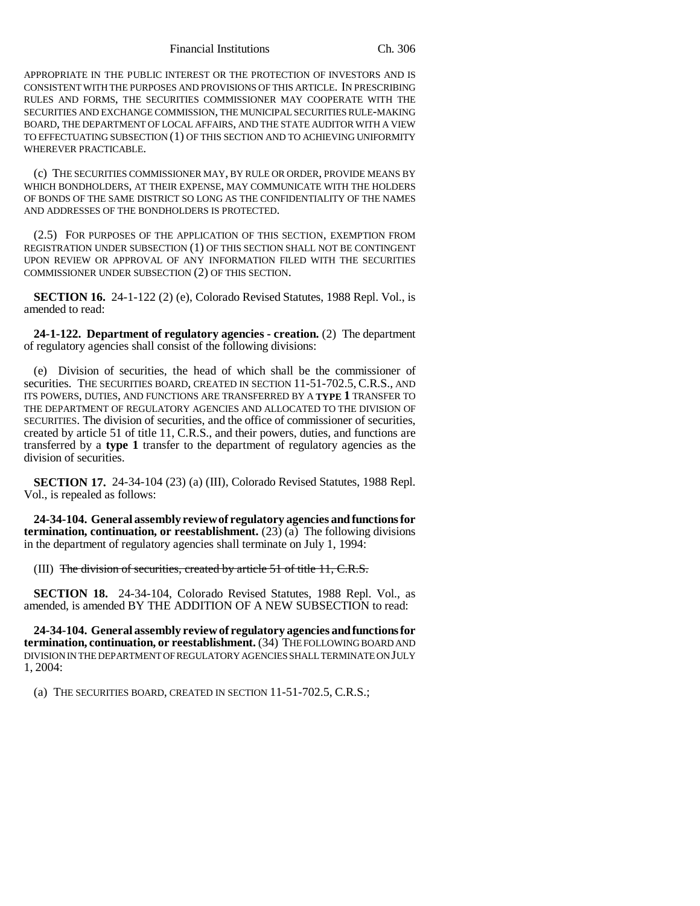APPROPRIATE IN THE PUBLIC INTEREST OR THE PROTECTION OF INVESTORS AND IS CONSISTENT WITH THE PURPOSES AND PROVISIONS OF THIS ARTICLE. IN PRESCRIBING RULES AND FORMS, THE SECURITIES COMMISSIONER MAY COOPERATE WITH THE SECURITIES AND EXCHANGE COMMISSION, THE MUNICIPAL SECURITIES RULE-MAKING BOARD, THE DEPARTMENT OF LOCAL AFFAIRS, AND THE STATE AUDITOR WITH A VIEW TO EFFECTUATING SUBSECTION (1) OF THIS SECTION AND TO ACHIEVING UNIFORMITY WHEREVER PRACTICABLE.

(c) THE SECURITIES COMMISSIONER MAY, BY RULE OR ORDER, PROVIDE MEANS BY WHICH BONDHOLDERS, AT THEIR EXPENSE, MAY COMMUNICATE WITH THE HOLDERS OF BONDS OF THE SAME DISTRICT SO LONG AS THE CONFIDENTIALITY OF THE NAMES AND ADDRESSES OF THE BONDHOLDERS IS PROTECTED.

(2.5) FOR PURPOSES OF THE APPLICATION OF THIS SECTION, EXEMPTION FROM REGISTRATION UNDER SUBSECTION (1) OF THIS SECTION SHALL NOT BE CONTINGENT UPON REVIEW OR APPROVAL OF ANY INFORMATION FILED WITH THE SECURITIES COMMISSIONER UNDER SUBSECTION (2) OF THIS SECTION.

**SECTION 16.** 24-1-122 (2) (e), Colorado Revised Statutes, 1988 Repl. Vol., is amended to read:

**24-1-122. Department of regulatory agencies - creation.** (2) The department of regulatory agencies shall consist of the following divisions:

(e) Division of securities, the head of which shall be the commissioner of securities. THE SECURITIES BOARD, CREATED IN SECTION 11-51-702.5, C.R.S., AND ITS POWERS, DUTIES, AND FUNCTIONS ARE TRANSFERRED BY A **TYPE 1** TRANSFER TO THE DEPARTMENT OF REGULATORY AGENCIES AND ALLOCATED TO THE DIVISION OF SECURITIES. The division of securities, and the office of commissioner of securities, created by article 51 of title 11, C.R.S., and their powers, duties, and functions are transferred by a **type 1** transfer to the department of regulatory agencies as the division of securities.

**SECTION 17.** 24-34-104 (23) (a) (III), Colorado Revised Statutes, 1988 Repl. Vol., is repealed as follows:

**24-34-104. General assembly review of regulatory agencies and functions for termination, continuation, or reestablishment.** (23) (a) The following divisions in the department of regulatory agencies shall terminate on July 1, 1994:

(III) ~~The division of securities, created by article 51 of title 11, C.R.S.~~

**SECTION 18.** 24-34-104, Colorado Revised Statutes, 1988 Repl. Vol., as amended, is amended BY THE ADDITION OF A NEW SUBSECTION to read:

**24-34-104. General assembly review of regulatory agencies and functions for termination, continuation, or reestablishment.** (34) THE FOLLOWING BOARD AND DIVISION IN THE DEPARTMENT OF REGULATORY AGENCIES SHALL TERMINATE ON JULY 1, 2004:

(a) THE SECURITIES BOARD, CREATED IN SECTION 11-51-702.5, C.R.S.;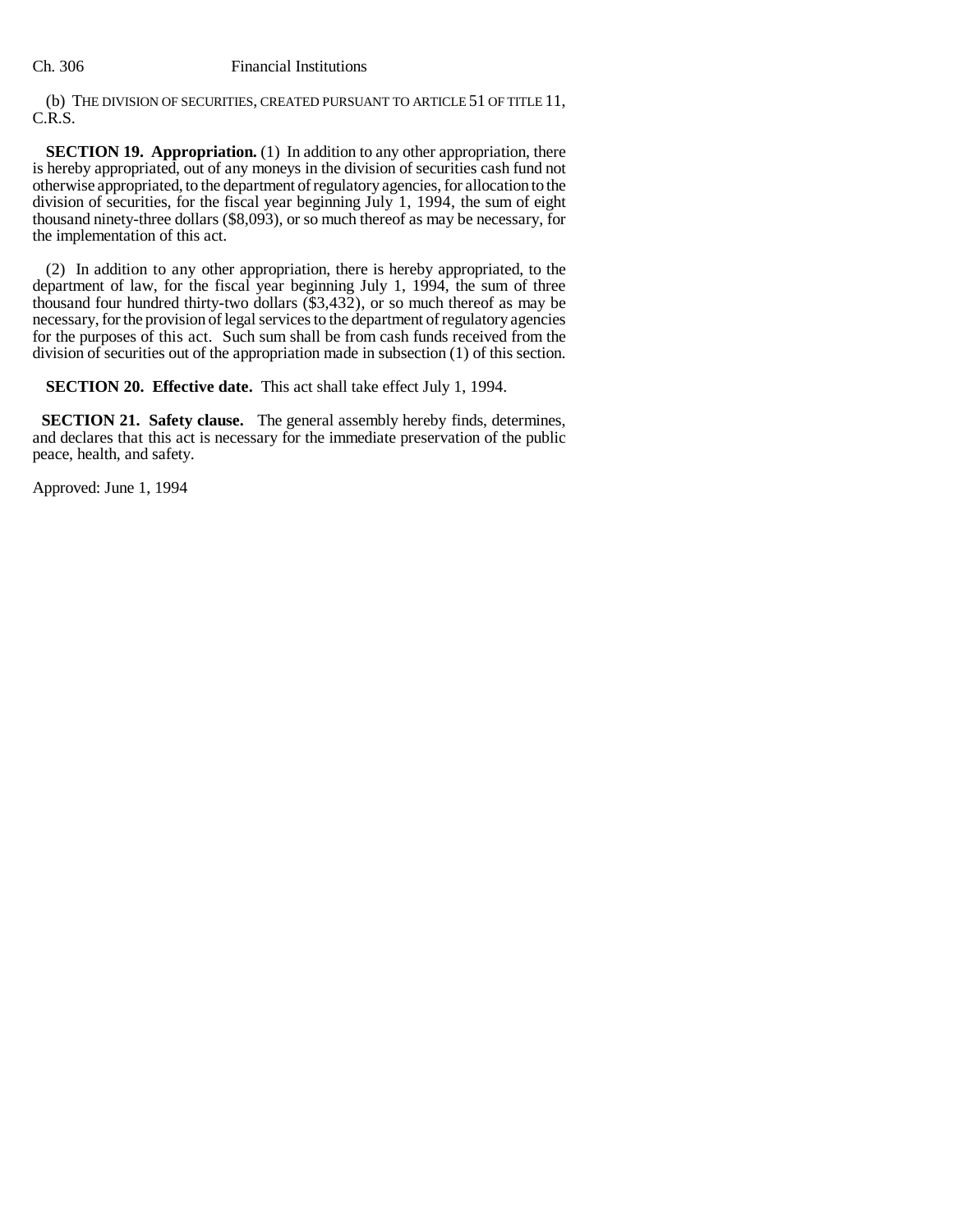(b) THE DIVISION OF SECURITIES, CREATED PURSUANT TO ARTICLE 51 OF TITLE 11, C.R.S.

**SECTION 19. Appropriation.** (1) In addition to any other appropriation, there is hereby appropriated, out of any moneys in the division of securities cash fund not otherwise appropriated, to the department of regulatory agencies, for allocation to the division of securities, for the fiscal year beginning July 1, 1994, the sum of eight thousand ninety-three dollars ($8,093), or so much thereof as may be necessary, for the implementation of this act.

(2) In addition to any other appropriation, there is hereby appropriated, to the department of law, for the fiscal year beginning July 1, 1994, the sum of three thousand four hundred thirty-two dollars ($3,432), or so much thereof as may be necessary, for the provision of legal services to the department of regulatory agencies for the purposes of this act. Such sum shall be from cash funds received from the division of securities out of the appropriation made in subsection (1) of this section.

**SECTION 20. Effective date.** This act shall take effect July 1, 1994.

**SECTION 21. Safety clause.** The general assembly hereby finds, determines, and declares that this act is necessary for the immediate preservation of the public peace, health, and safety.

Approved: June 1, 1994